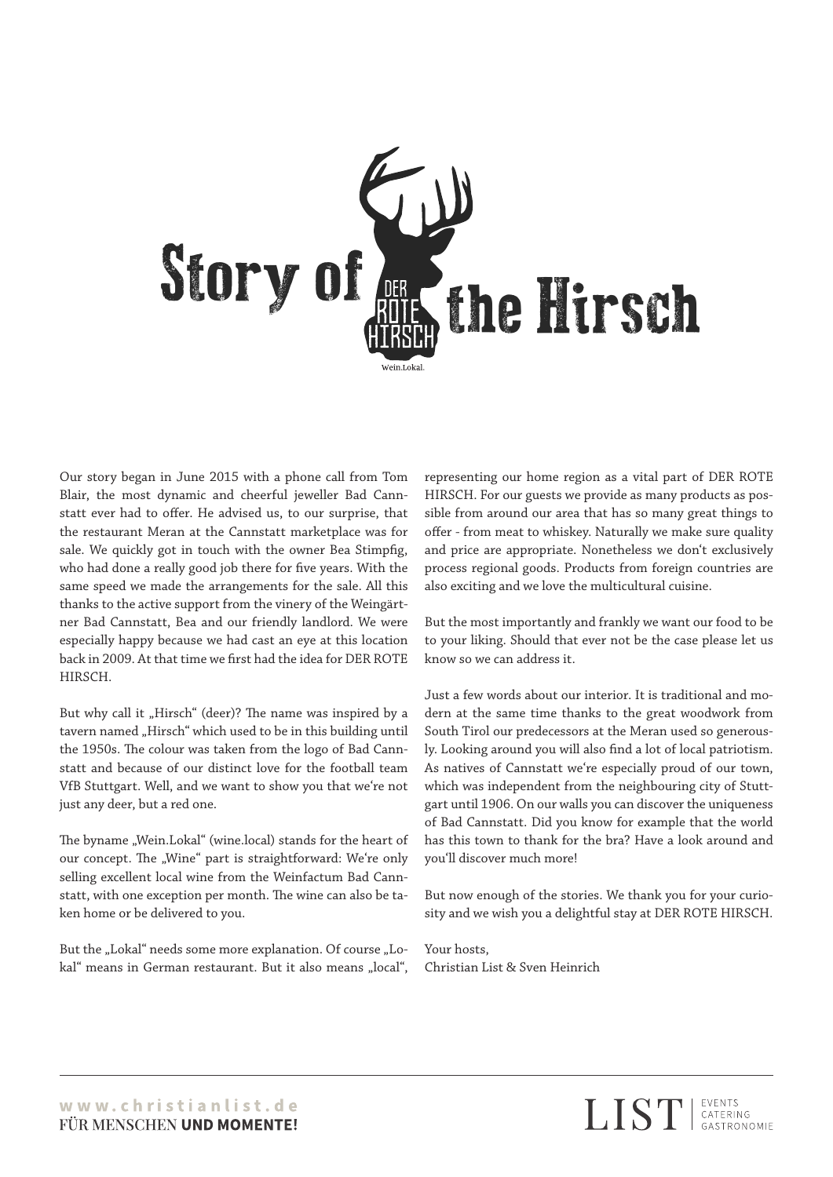# Story of the Hirsch

DER ROTE HIRSCH

Wein.Lokal.

Our story began in June 2015 with a phone call from Tom Blair, the most dynamic and cheerful jeweller Bad Cannstatt ever had to offer. He advised us, to our surprise, that the restaurant Meran at the Cannstatt marketplace was for sale. We quickly got in touch with the owner Bea Stimpfig, who had done a really good job there for five years. With the same speed we made the arrangements for the sale. All this thanks to the active support from the vinery of the Weingärtner Bad Cannstatt, Bea and our friendly landlord. We were especially happy because we had cast an eye at this location back in 2009. At that time we first had the idea for DER ROTE HIRSCH.

But why call it „Hirsch" (deer)? The name was inspired by a tavern named „Hirsch" which used to be in this building until the 1950s. The colour was taken from the logo of Bad Cannstatt and because of our distinct love for the football team VfB Stuttgart. Well, and we want to show you that we're not just any deer, but a red one.

The byname „Wein.Lokal" (wine.local) stands for the heart of our concept. The „Wine" part is straightforward: We're only selling excellent local wine from the Weinfactum Bad Cannstatt, with one exception per month. The wine can also be taken home or be delivered to you.

But the „Lokal" needs some more explanation. Of course „Lokal" means in German restaurant. But it also means „local", representing our home region as a vital part of DER ROTE HIRSCH. For our guests we provide as many products as possible from around our area that has so many great things to offer - from meat to whiskey. Naturally we make sure quality and price are appropriate. Nonetheless we don't exclusively process regional goods. Products from foreign countries are also exciting and we love the multicultural cuisine.

But the most importantly and frankly we want our food to be to your liking. Should that ever not be the case please let us know so we can address it.

Just a few words about our interior. It is traditional and modern at the same time thanks to the great woodwork from South Tirol our predecessors at the Meran used so generously. Looking around you will also find a lot of local patriotism. As natives of Cannstatt we're especially proud of our town, which was independent from the neighbouring city of Stuttgart until 1906. On our walls you can discover the uniqueness of Bad Cannstatt. Did you know for example that the world has this town to thank for the bra? Have a look around and you'll discover much more!

But now enough of the stories. We thank you for your curiosity and we wish you a delightful stay at DER ROTE HIRSCH.

Your hosts,
Christian List & Sven Heinrich

www.christianlist.de
FÜR MENSCHEN **UND MOMENTE!**

LIST | EVENTS CATERING GASTRONOMIE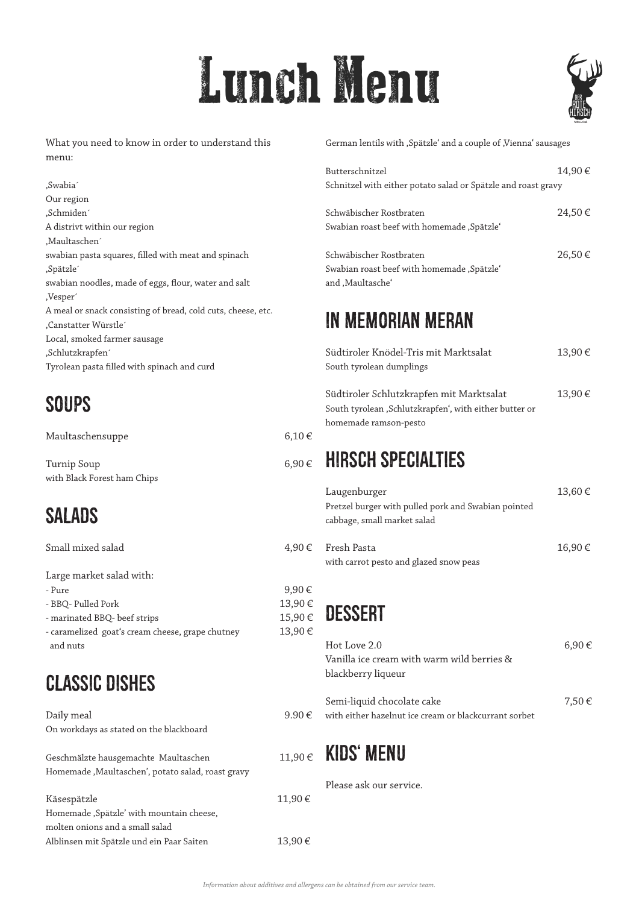# Lunch Menu

What you need to know in order to understand this menu:

‚Swabia´
Our region
‚Schmiden´
A distrivt within our region
‚Maultaschen´
swabian pasta squares, filled with meat and spinach
‚Spätzle´
swabian noodles, made of eggs, flour, water and salt
‚Vesper´
A meal or snack consisting of bread, cold cuts, cheese, etc.
‚Canstatter Würstle´
Local, smoked farmer sausage
‚Schlutzkrapfen´
Tyrolean pasta filled with spinach and curd

## SOUPS

Maultaschensuppe 6,10 €

Turnip Soup 6,90 €
with Black Forest ham Chips

## SALADS

Small mixed salad 4,90 €

Large market salad with:
- Pure 9,90 €
- BBQ- Pulled Pork 13,90 €
- marinated BBQ- beef strips 15,90 €
- caramelized goat's cream cheese, grape chutney and nuts 13,90 €

## CLASSIC DISHES

Daily meal 9.90 €
On workdays as stated on the blackboard

Geschmälzte hausgemachte Maultaschen 11,90 €
Homemade ‚Maultaschen', potato salad, roast gravy

Käsespätzle 11,90 €
Homemade ‚Spätzle' with mountain cheese, molten onions and a small salad

Alblinsen mit Spätzle und ein Paar Saiten 13,90 €
German lentils with ‚Spätzle' and a couple of ‚Vienna' sausages

Butterschnitzel 14,90 €
Schnitzel with either potato salad or Spätzle and roast gravy

Schwäbischer Rostbraten 24,50 €
Swabian roast beef with homemade ‚Spätzle'

Schwäbischer Rostbraten 26,50 €
Swabian roast beef with homemade ‚Spätzle' and ‚Maultasche'

## IN MEMORIAN MERAN

Südtiroler Knödel-Tris mit Marktsalat 13,90 €
South tyrolean dumplings

Südtiroler Schlutzkrapfen mit Marktsalat 13,90 €
South tyrolean ‚Schlutzkrapfen', with either butter or homemade ramson-pesto

## HIRSCH SPECIALTIES

Laugenburger 13,60 €
Pretzel burger with pulled pork and Swabian pointed cabbage, small market salad

Fresh Pasta 16,90 €
with carrot pesto and glazed snow peas

## DESSERT

Hot Love 2.0 6,90 €
Vanilla ice cream with warm wild berries & blackberry liqueur

Semi-liquid chocolate cake 7,50 €
with either hazelnut ice cream or blackcurrant sorbet

## KIDS' MENU

Please ask our service.

*Information about additives and allergens can be obtained from our service team.*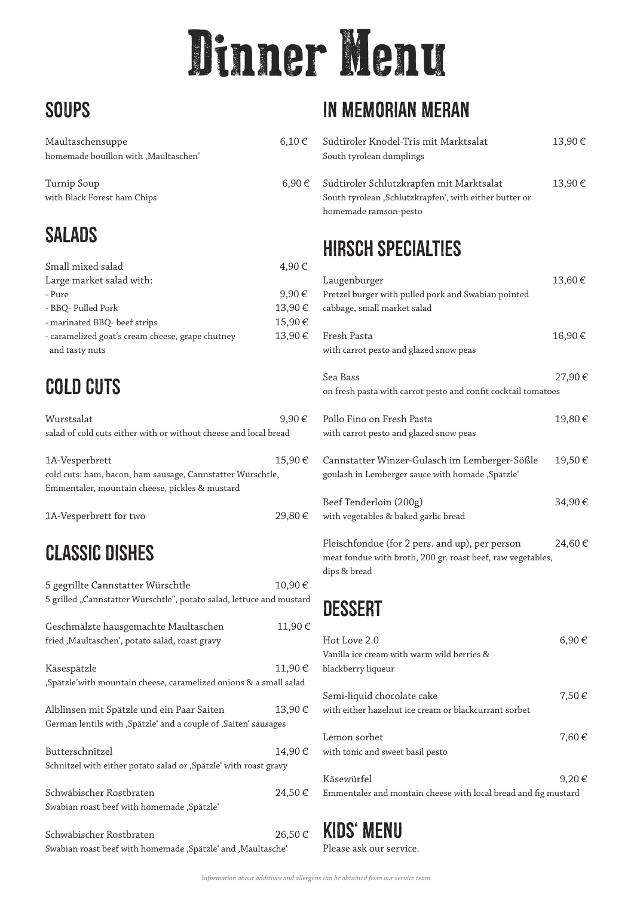# Dinner Menu

## SOUPS

Maultaschensuppe 6,10 €
homemade bouillon with ‚Maultaschen'

Turnip Soup 6,90 €
with Black Forest ham Chips

## SALADS

Small mixed salad 4,90 €
Large market salad with:
- Pure 9,90 €
- BBQ- Pulled Pork 13,90 €
- marinated BBQ- beef strips 15,90 €
- caramelized goat's cream cheese, grape chutney and tasty nuts 13,90 €

## COLD CUTS

Wurstsalat 9,90 €
salad of cold cuts either with or without cheese and local bread

1A-Vesperbrett 15,90 €
cold cuts: ham, bacon, ham sausage, Cannstatter Würschtle, Emmentaler, mountain cheese, pickles & mustard

1A-Vesperbrett for two 29,80 €

## CLASSIC DISHES

5 gegrillte Cannstatter Würschtle 10,90 €
5 grilled „Cannstatter Würschtle", potato salad, lettuce and mustard

Geschmälzte hausgemachte Maultaschen 11,90 €
fried ‚Maultaschen', potato salad, roast gravy

Käsespätzle 11,90 €
‚Spätzle'with mountain cheese, caramelized onions & a small salad

Alblinsen mit Spätzle und ein Paar Saiten 13,90 €
German lentils with ‚Spätzle' and a couple of ‚Saiten' sausages

Butterschnitzel 14,90 €
Schnitzel with either potato salad or ‚Spätzle' with roast gravy

Schwäbischer Rostbraten 24,50 €
Swabian roast beef with homemade ‚Spätzle'

Schwäbischer Rostbraten 26,50 €
Swabian roast beef with homemade ‚Spätzle' and ‚Maultasche'

## IN MEMORIAN MERAN

Südtiroler Knödel-Tris mit Marktsalat 13,90 €
South tyrolean dumplings

Südtiroler Schlutzkrapfen mit Marktsalat 13,90 €
South tyrolean ‚Schlutzkrapfen', with either butter or homemade ramson-pesto

## HIRSCH SPECIALTIES

Laugenburger 13,60 €
Pretzel burger with pulled pork and Swabian pointed cabbage, small market salad

Fresh Pasta 16,90 €
with carrot pesto and glazed snow peas

Sea Bass 27,90 €
on fresh pasta with carrot pesto and confit cocktail tomatoes

Pollo Fino on Fresh Pasta 19,80 €
with carrot pesto and glazed snow peas

Cannstatter Winzer-Gulasch im Lemberger-Sößle 19,50 €
goulash in Lemberger sauce with homade ‚Spätzle'

Beef Tenderloin (200g) 34,90 €
with vegetables & baked garlic bread

Fleischfondue (for 2 pers. and up), per person 24,60 €
meat fondue with broth, 200 gr. roast beef, raw vegetables, dips & bread

## DESSERT

Hot Love 2.0 6,90 €
Vanilla ice cream with warm wild berries & blackberry liqueur

Semi-liquid chocolate cake 7,50 €
with either hazelnut ice cream or blackcurrant sorbet

Lemon sorbet 7,60 €
with tonic and sweet basil pesto

Käsewürfel 9,20 €
Emmentaler and montain cheese with local bread and fig mustard

## KIDS' MENU

Please ask our service.

*Information about additives and allergens can be obtained from our service team.*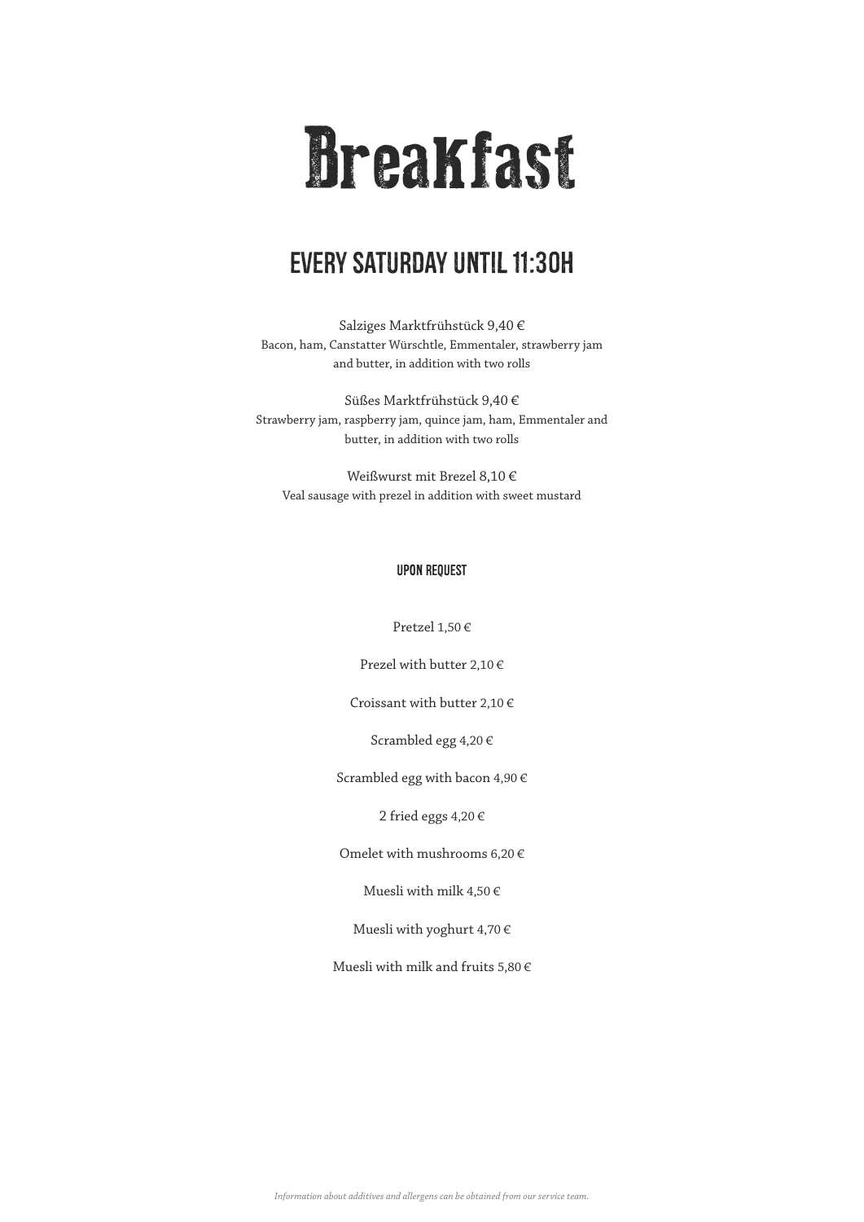# Breakfast

## EVERY SATURDAY UNTIL 11:30H

Salziges Marktfrühstück 9,40 €
Bacon, ham, Canstatter Würschtle, Emmentaler, strawberry jam and butter, in addition with two rolls

Süßes Marktfrühstück 9,40 €
Strawberry jam, raspberry jam, quince jam, ham, Emmentaler and butter, in addition with two rolls

Weißwurst mit Brezel 8,10 €
Veal sausage with prezel in addition with sweet mustard

### UPON REQUEST

Pretzel 1,50 €

Prezel with butter 2,10 €

Croissant with butter 2,10 €

Scrambled egg 4,20 €

Scrambled egg with bacon 4,90 €

2 fried eggs 4,20 €

Omelet with mushrooms 6,20 €

Muesli with milk 4,50 €

Muesli with yoghurt 4,70 €

Muesli with milk and fruits 5,80 €

*Information about additives and allergens can be obtained from our service team.*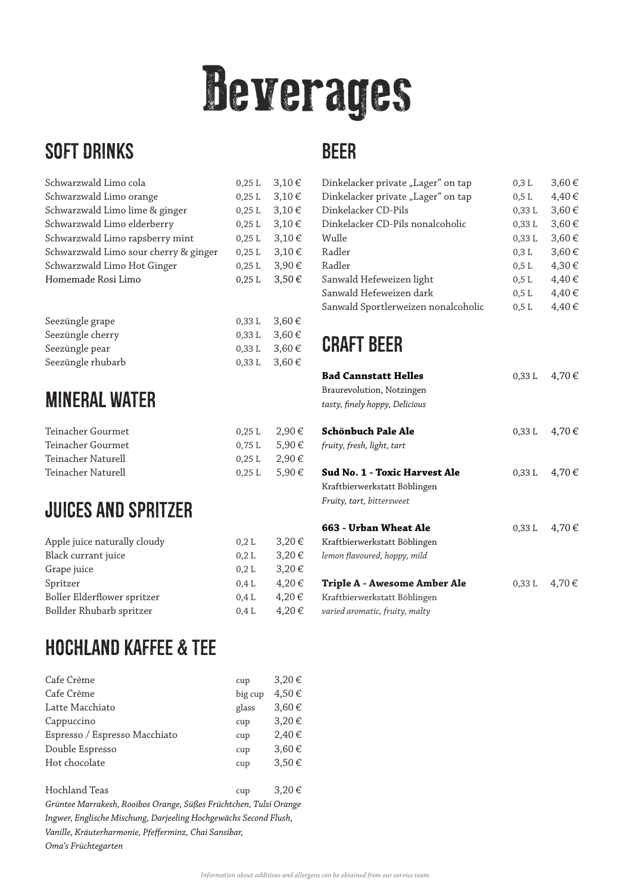# Beverages

## SOFT DRINKS

| | | |
|---|---|---|
| Schwarzwald Limo cola | 0,25 L | 3,10 € |
| Schwarzwald Limo orange | 0,25 L | 3,10 € |
| Schwarzwald Limo lime & ginger | 0,25 L | 3,10 € |
| Schwarzwald Limo elderberry | 0,25 L | 3,10 € |
| Schwarzwald Limo rapsberry mint | 0,25 L | 3,10 € |
| Schwarzwald Limo sour cherry & ginger | 0,25 L | 3,10 € |
| Schwarzwald Limo Hot Ginger | 0,25 L | 3,90 € |
| Homemade Rosi Limo | 0,25 L | 3,50 € |

| | | |
|---|---|---|
| Seezüngle grape | 0,33 L | 3,60 € |
| Seezüngle cherry | 0,33 L | 3,60 € |
| Seezüngle pear | 0,33 L | 3,60 € |
| Seezüngle rhubarb | 0,33 L | 3,60 € |

## MINERAL WATER

| | | |
|---|---|---|
| Teinacher Gourmet | 0,25 L | 2,90 € |
| Teinacher Gourmet | 0,75 L | 5,90 € |
| Teinacher Naturell | 0,25 L | 2,90 € |
| Teinacher Naturell | 0,25 L | 5,90 € |

## JUICES AND SPRITZER

| | | |
|---|---|---|
| Apple juice naturally cloudy | 0,2 L | 3,20 € |
| Black currant juice | 0,2 L | 3,20 € |
| Grape juice | 0,2 L | 3,20 € |
| Spritzer | 0,4 L | 4,20 € |
| Boller Elderflower spritzer | 0,4 L | 4,20 € |
| Bollder Rhubarb spritzer | 0,4 L | 4,20 € |

## HOCHLAND KAFFEE & TEE

| | | |
|---|---|---|
| Cafe Crème | cup | 3,20 € |
| Cafe Crème | big cup | 4,50 € |
| Latte Macchiato | glass | 3,60 € |
| Cappuccino | cup | 3,20 € |
| Espresso / Espresso Macchiato | cup | 2,40 € |
| Double Espresso | cup | 3,60 € |
| Hot chocolate | cup | 3,50 € |

| | | |
|---|---|---|
| Hochland Teas | cup | 3,20 € |

*Grüntee Marrakesh, Rooibos Orange, Süßes Früchtchen, Tulsi Orange Ingwer, Englische Mischung, Darjeeling Hochgewächs Second Flush, Vanille, Kräuterharmonie, Pfefferminz, Chai Sansibar, Oma's Früchtegarten*

## BEER

| | | |
|---|---|---|
| Dinkelacker private „Lager" on tap | 0,3 L | 3,60 € |
| Dinkelacker private „Lager" on tap | 0,5 L | 4,40 € |
| Dinkelacker CD-Pils | 0,33 L | 3,60 € |
| Dinkelacker CD-Pils nonalcoholic | 0,33 L | 3,60 € |
| Wulle | 0,33 L | 3,60 € |
| Radler | 0,3 L | 3,60 € |
| Radler | 0,5 L | 4,30 € |
| Sanwald Hefeweizen light | 0,5 L | 4,40 € |
| Sanwald Hefeweizen dark | 0,5 L | 4,40 € |
| Sanwald Sportlerweizen nonalcoholic | 0,5 L | 4,40 € |

## CRAFT BEER

**Bad Cannstatt Helles** — 0,33 L — 4,70 €
Braurevolution, Notzingen
*tasty, finely hoppy, Delicious*

**Schönbuch Pale Ale** — 0,33 L — 4,70 €
*fruity, fresh, light, tart*

**Sud No. 1 - Toxic Harvest Ale** — 0,33 L — 4,70 €
Kraftbierwerkstatt Böblingen
*Fruity, tart, bittersweet*

**663 - Urban Wheat Ale** — 0,33 L — 4,70 €
Kraftbierwerkstatt Böblingen
*lemon flavoured, hoppy, mild*

**Triple A - Awesome Amber Ale** — 0,33 L — 4,70 €
Kraftbierwerkstatt Böblingen
*varied aromatic, fruity, malty*

*Information about additives and allergens can be obtained from our service team.*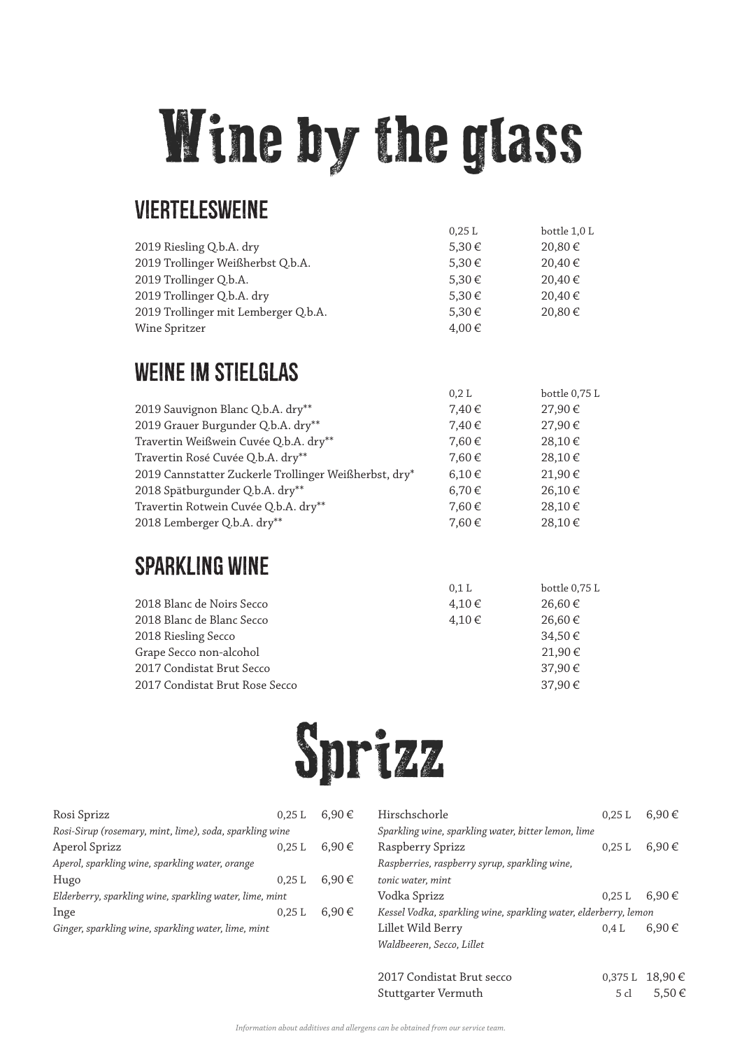# Wine by the glass

## Vierteleswiene

| | 0,25 L | bottle 1,0 L |
|---|---|---|
| 2019 Riesling Q.b.A. dry | 5,30 € | 20,80 € |
| 2019 Trollinger Weißherbst Q.b.A. | 5,30 € | 20,40 € |
| 2019 Trollinger Q.b.A. | 5,30 € | 20,40 € |
| 2019 Trollinger Q.b.A. dry | 5,30 € | 20,40 € |
| 2019 Trollinger mit Lemberger Q.b.A. | 5,30 € | 20,80 € |
| Wine Spritzer | 4,00 € | |

## Weine im Stielglas

| | 0,2 L | bottle 0,75 L |
|---|---|---|
| 2019 Sauvignon Blanc Q.b.A. dry** | 7,40 € | 27,90 € |
| 2019 Grauer Burgunder Q.b.A. dry** | 7,40 € | 27,90 € |
| Travertin Weißwein Cuvée Q.b.A. dry** | 7,60 € | 28,10 € |
| Travertin Rosé Cuvée Q.b.A. dry** | 7,60 € | 28,10 € |
| 2019 Cannstatter Zuckerle Trollinger Weißherbst, dry* | 6,10 € | 21,90 € |
| 2018 Spätburgunder Q.b.A. dry** | 6,70 € | 26,10 € |
| Travertin Rotwein Cuvée Q.b.A. dry** | 7,60 € | 28,10 € |
| 2018 Lemberger Q.b.A. dry** | 7,60 € | 28,10 € |

## Sparkling Wine

| | 0,1 L | bottle 0,75 L |
|---|---|---|
| 2018 Blanc de Noirs Secco | 4,10 € | 26,60 € |
| 2018 Blanc de Blanc Secco | 4,10 € | 26,60 € |
| 2018 Riesling Secco | | 34,50 € |
| Grape Secco non-alcohol | | 21,90 € |
| 2017 Condistat Brut Secco | | 37,90 € |
| 2017 Condistat Brut Rose Secco | | 37,90 € |

# Sprizz

| | | |
|---|---|---|
| Rosi Sprizz | 0,25 L | 6,90 € |
| *Rosi-Sirup (rosemary, mint, lime), soda, sparkling wine* | | |
| Aperol Sprizz | 0,25 L | 6,90 € |
| *Aperol, sparkling wine, sparkling water, orange* | | |
| Hugo | 0,25 L | 6,90 € |
| *Elderberry, sparkling wine, sparkling water, lime, mint* | | |
| Inge | 0,25 L | 6,90 € |
| *Ginger, sparkling wine, sparkling water, lime, mint* | | |
| Hirschschorle | 0,25 L | 6,90 € |
| *Sparkling wine, sparkling water, bitter lemon, lime* | | |
| Raspberry Sprizz | 0,25 L | 6,90 € |
| *Raspberries, raspberry syrup, sparkling wine, tonic water, mint* | | |
| Vodka Sprizz | 0,25 L | 6,90 € |
| *Kessel Vodka, sparkling wine, sparkling water, elderberry, lemon* | | |
| Lillet Wild Berry | 0,4 L | 6,90 € |
| *Waldbeeren, Secco, Lillet* | | |
| 2017 Condistat Brut secco | 0,375 L | 18,90 € |
| Stuttgarter Vermuth | 5 cl | 5,50 € |

*Information about additives and allergens can be obtained from our service team.*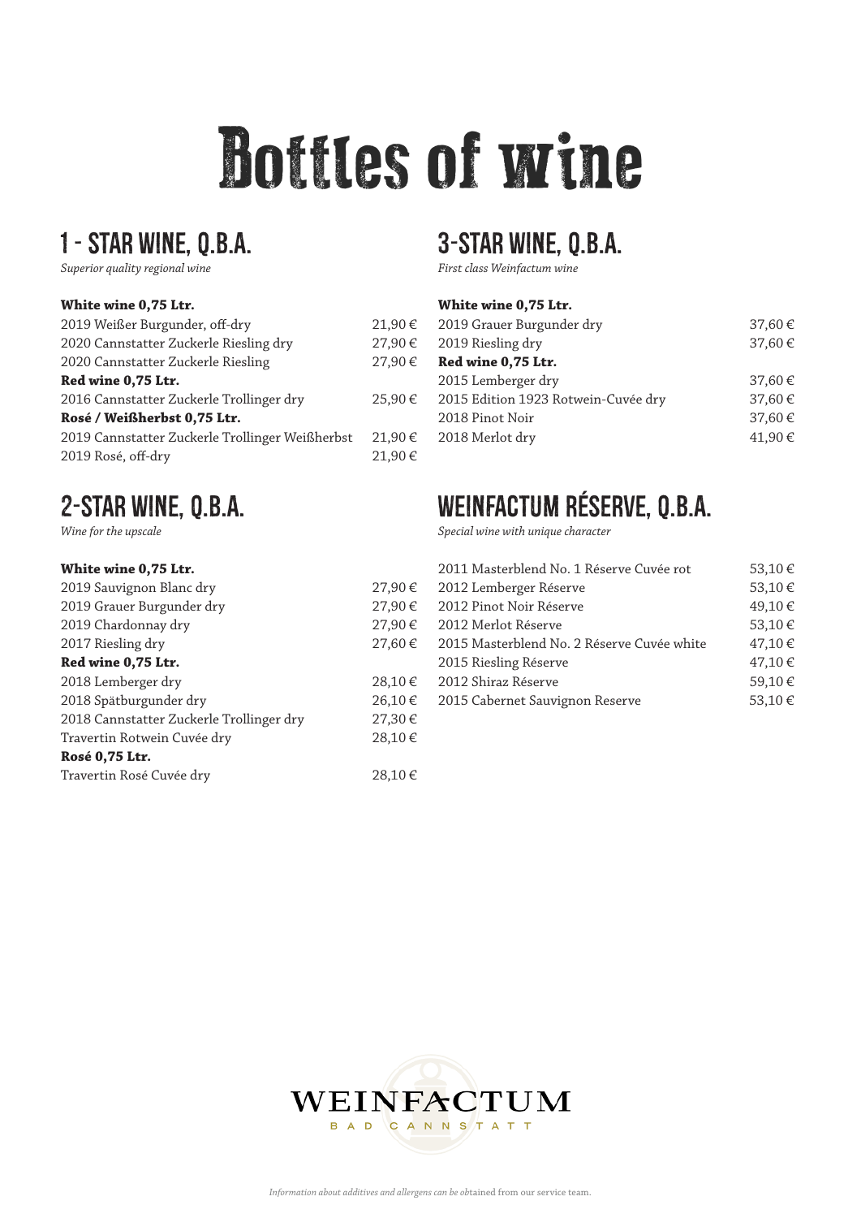# Bottles of wine

## 1 - Star wine, Q.b.A.

*Superior quality regional wine*

| **White wine 0,75 Ltr.** | |
|---|---|
| 2019 Weißer Burgunder, off-dry | 21,90 € |
| 2020 Cannstatter Zuckerle Riesling dry | 27,90 € |
| 2020 Cannstatter Zuckerle Riesling | 27,90 € |
| **Red wine 0,75 Ltr.** | |
| 2016 Cannstatter Zuckerle Trollinger dry | 25,90 € |
| **Rosé / Weißherbst 0,75 Ltr.** | |
| 2019 Cannstatter Zuckerle Trollinger Weißherbst | 21,90 € |
| 2019 Rosé, off-dry | 21,90 € |

## 2-Star wine, Q.b.A.

*Wine for the upscale*

| **White wine 0,75 Ltr.** | |
|---|---|
| 2019 Sauvignon Blanc dry | 27,90 € |
| 2019 Grauer Burgunder dry | 27,90 € |
| 2019 Chardonnay dry | 27,90 € |
| 2017 Riesling dry | 27,60 € |
| **Red wine 0,75 Ltr.** | |
| 2018 Lemberger dry | 28,10 € |
| 2018 Spätburgunder dry | 26,10 € |
| 2018 Cannstatter Zuckerle Trollinger dry | 27,30 € |
| Travertin Rotwein Cuvée dry | 28,10 € |
| **Rosé 0,75 Ltr.** | |
| Travertin Rosé Cuvée dry | 28,10 € |

## 3-Star wine, Q.b.A.

*First class Weinfactum wine*

| **White wine 0,75 Ltr.** | |
|---|---|
| 2019 Grauer Burgunder dry | 37,60 € |
| 2019 Riesling dry | 37,60 € |
| **Red wine 0,75 Ltr.** | |
| 2015 Lemberger dry | 37,60 € |
| 2015 Edition 1923 Rotwein-Cuvée dry | 37,60 € |
| 2018 Pinot Noir | 37,60 € |
| 2018 Merlot dry | 41,90 € |

## Weinfactum Réserve, Q.b.A.

*Special wine with unique character*

| | |
|---|---|
| 2011 Masterblend No. 1 Réserve Cuvée rot | 53,10 € |
| 2012 Lemberger Réserve | 53,10 € |
| 2012 Pinot Noir Réserve | 49,10 € |
| 2012 Merlot Réserve | 53,10 € |
| 2015 Masterblend No. 2 Réserve Cuvée white | 47,10 € |
| 2015 Riesling Réserve | 47,10 € |
| 2012 Shiraz Réserve | 59,10 € |
| 2015 Cabernet Sauvignon Reserve | 53,10 € |

WEINFACTUM
BAD CANNSTATT

*Information about additives and allergens can be obtained from our service team.*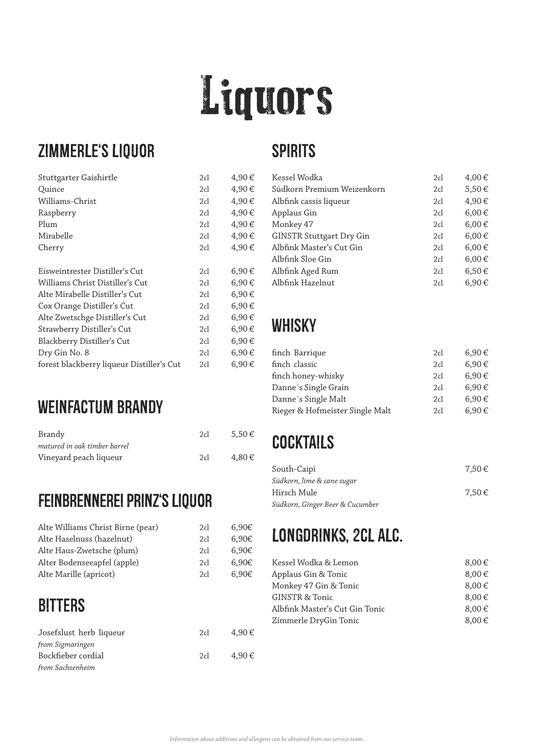# Liquors

## ZIMMERLE'S LIQUOR

| | | |
|---|---|---|
| Stuttgarter Gaishirtle | 2cl | 4,90 € |
| Quince | 2cl | 4,90 € |
| Williams-Christ | 2cl | 4,90 € |
| Raspberry | 2cl | 4,90 € |
| Plum | 2cl | 4,90 € |
| Mirabelle | 2cl | 4,90 € |
| Cherry | 2cl | 4,90 € |
| Eisweintrester Distiller's Cut | 2cl | 6,90 € |
| Williams Christ Distiller's Cut | 2cl | 6,90 € |
| Alte Mirabelle Distiller's Cut | 2cl | 6,90 € |
| Cox Orange Distiller's Cut | 2cl | 6,90 € |
| Alte Zwetschge Distiller's Cut | 2cl | 6,90 € |
| Strawberry Distiller's Cut | 2cl | 6,90 € |
| Blackberry Distiller's Cut | 2cl | 6,90 € |
| Dry Gin No. 8 | 2cl | 6,90 € |
| forest blackberry liqueur Distiller's Cut | 2cl | 6,90 € |

## WEINFACTUM BRANDY

| | | |
|---|---|---|
| Brandy<br>*matured in oak timber barrel* | 2cl | 5,50 € |
| Vineyard peach liqueur | 2cl | 4,80 € |

## FEINBRENNEREI PRINZ'S LIQUOR

| | | |
|---|---|---|
| Alte Williams Christ Birne (pear) | 2cl | 6,90€ |
| Alte Haselnuss (hazelnut) | 2cl | 6,90€ |
| Alte Haus-Zwetsche (plum) | 2cl | 6,90€ |
| Alter Bodenseeapfel (apple) | 2cl | 6,90€ |
| Alte Marille (apricot) | 2cl | 6,90€ |

## BITTERS

| | | |
|---|---|---|
| Josefslust herb liqueur<br>*from Sigmaringen* | 2cl | 4,90 € |
| Bockfieber cordial<br>*from Sachsenheim* | 2cl | 4,90 € |

## SPIRITS

| | | |
|---|---|---|
| Kessel Wodka | 2cl | 4,00 € |
| Südkorn Premium Weizenkorn | 2cl | 5,50 € |
| Albfink cassis liqueur | 2cl | 4,90 € |
| Applaus Gin | 2cl | 6,00 € |
| Monkey 47 | 2cl | 6,00 € |
| GINSTR Stuttgart Dry Gin | 2cl | 6,00 € |
| Albfink Master's Cut Gin | 2cl | 6,00 € |
| Albfink Sloe Gin | 2cl | 6,00 € |
| Albfink Aged Rum | 2cl | 6,50 € |
| Albfink Hazelnut | 2cl | 6,90 € |

## WHISKY

| | | |
|---|---|---|
| finch Barrique | 2cl | 6,90 € |
| finch classic | 2cl | 6,90 € |
| finch honey-whisky | 2cl | 6,90 € |
| Danne´s Single Grain | 2cl | 6,90 € |
| Danne´s Single Malt | 2cl | 6,90 € |
| Rieger & Hofmeister Single Malt | 2cl | 6,90 € |

## COCKTAILS

| | |
|---|---|
| South-Caipi<br>*Südkorn, lime & cane sugar* | 7,50 € |
| Hirsch Mule<br>*Südkorn, Ginger Beer & Cucumber* | 7,50 € |

## LONGDRINKS, 2CL ALC.

| | |
|---|---|
| Kessel Wodka & Lemon | 8,00 € |
| Applaus Gin & Tonic | 8,00 € |
| Monkey 47 Gin & Tonic | 8,00 € |
| GINSTR & Tonic | 8,00 € |
| Albfink Master's Cut Gin Tonic | 8,00 € |
| Zimmerle DryGin Tonic | 8,00 € |

*Information about additives and allergens can be obtained from our service team.*